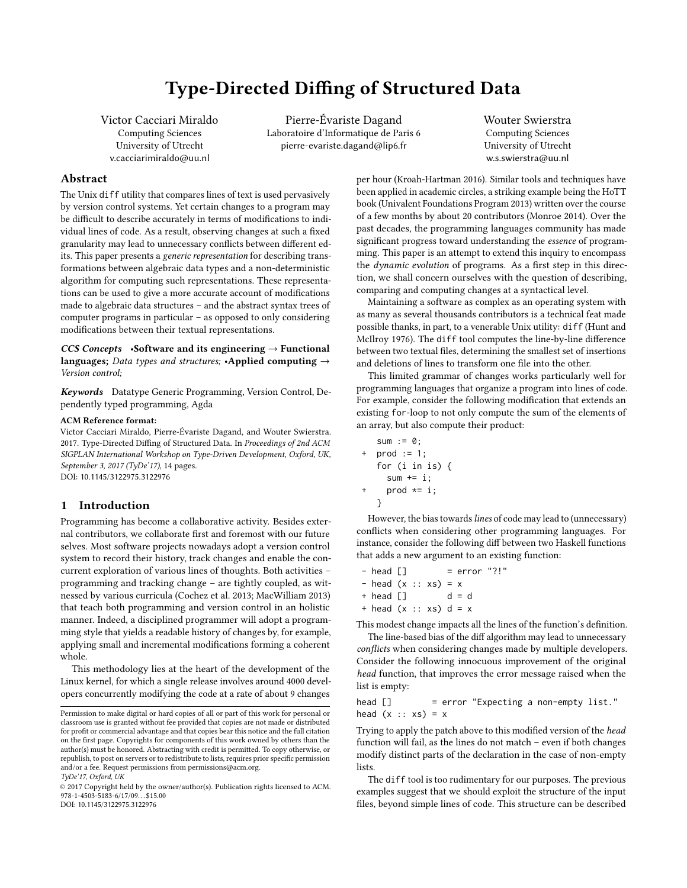# Type-Directed Diffing of Structured Data

Victor Cacciari Miraldo
Computing Sciences
University of Utrecht
v.cacciarimiraldo@uu.nl

Pierre-Évariste Dagand
Laboratoire d'Informatique de Paris 6
pierre-evariste.dagand@lip6.fr

Wouter Swierstra
Computing Sciences
University of Utrecht
w.s.swierstra@uu.nl

## Abstract

The Unix `diff` utility that compares lines of text is used pervasively by version control systems. Yet certain changes to a program may be difficult to describe accurately in terms of modifications to individual lines of code. As a result, observing changes at such a fixed granularity may lead to unnecessary conflicts between different edits. This paper presents a *generic representation* for describing transformations between algebraic data types and a non-deterministic algorithm for computing such representations. These representations can be used to give a more accurate account of modifications made to algebraic data structures – and the abstract syntax trees of computer programs in particular – as opposed to only considering modifications between their textual representations.

***CCS Concepts*** •**Software and its engineering** → **Functional languages;** *Data types and structures;* •**Applied computing** → *Version control;*

***Keywords*** Datatype Generic Programming, Version Control, Dependently typed programming, Agda

**ACM Reference format:**
Victor Cacciari Miraldo, Pierre-Évariste Dagand, and Wouter Swierstra. 2017. Type-Directed Diffing of Structured Data. In *Proceedings of 2nd ACM SIGPLAN International Workshop on Type-Driven Development, Oxford, UK, September 3, 2017 (TyDe'17),* 14 pages.
DOI: 10.1145/3122975.3122976

## 1 Introduction

Programming has become a collaborative activity. Besides external contributors, we collaborate first and foremost with our future selves. Most software projects nowadays adopt a version control system to record their history, track changes and enable the concurrent exploration of various lines of thoughts. Both activities – programming and tracking change – are tightly coupled, as witnessed by various curricula (Cochez et al. 2013; MacWilliam 2013) that teach both programming and version control in an holistic manner. Indeed, a disciplined programmer will adopt a programming style that yields a readable history of changes by, for example, applying small and incremental modifications forming a coherent whole.

This methodology lies at the heart of the development of the Linux kernel, for which a single release involves around 4000 developers concurrently modifying the code at a rate of about 9 changes per hour (Kroah-Hartman 2016). Similar tools and techniques have been applied in academic circles, a striking example being the HoTT book (Univalent Foundations Program 2013) written over the course of a few months by about 20 contributors (Monroe 2014). Over the past decades, the programming languages community has made significant progress toward understanding the *essence* of programming. This paper is an attempt to extend this inquiry to encompass the *dynamic evolution* of programs. As a first step in this direction, we shall concern ourselves with the question of describing, comparing and computing changes at a syntactical level.

Maintaining a software as complex as an operating system with as many as several thousands contributors is a technical feat made possible thanks, in part, to a venerable Unix utility: `diff` (Hunt and McIlroy 1976). The `diff` tool computes the line-by-line difference between two textual files, determining the smallest set of insertions and deletions of lines to transform one file into the other.

This limited grammar of changes works particularly well for programming languages that organize a program into lines of code. For example, consider the following modification that extends an existing `for`-loop to not only compute the sum of the elements of an array, but also compute their product:

```
   sum := 0;
+  prod := 1;
   for (i in is) {
     sum += i;
+    prod *= i;
   }
```

However, the bias towards *lines* of code may lead to (unnecessary) conflicts when considering other programming languages. For instance, consider the following diff between two Haskell functions that adds a new argument to an existing function:

```
- head []        = error "?!"
- head (x :: xs) = x
+ head []        d = d
+ head (x :: xs) d = x
```

This modest change impacts all the lines of the function's definition.

The line-based bias of the diff algorithm may lead to unnecessary *conflicts* when considering changes made by multiple developers. Consider the following innocuous improvement of the original *head* function, that improves the error message raised when the list is empty:

```
head []        = error "Expecting a non-empty list."
head (x :: xs) = x
```

Trying to apply the patch above to this modified version of the *head* function will fail, as the lines do not match – even if both changes modify distinct parts of the declaration in the case of non-empty lists.

The `diff` tool is too rudimentary for our purposes. The previous examples suggest that we should exploit the structure of the input files, beyond simple lines of code. This structure can be described

Permission to make digital or hard copies of all or part of this work for personal or classroom use is granted without fee provided that copies are not made or distributed for profit or commercial advantage and that copies bear this notice and the full citation on the first page. Copyrights for components of this work owned by others than the author(s) must be honored. Abstracting with credit is permitted. To copy otherwise, or republish, to post on servers or to redistribute to lists, requires prior specific permission and/or a fee. Request permissions from permissions@acm.org.
*TyDe'17, Oxford, UK*
© 2017 Copyright held by the owner/author(s). Publication rights licensed to ACM. 978-1-4503-5183-6/17/09...$15.00
DOI: 10.1145/3122975.3122976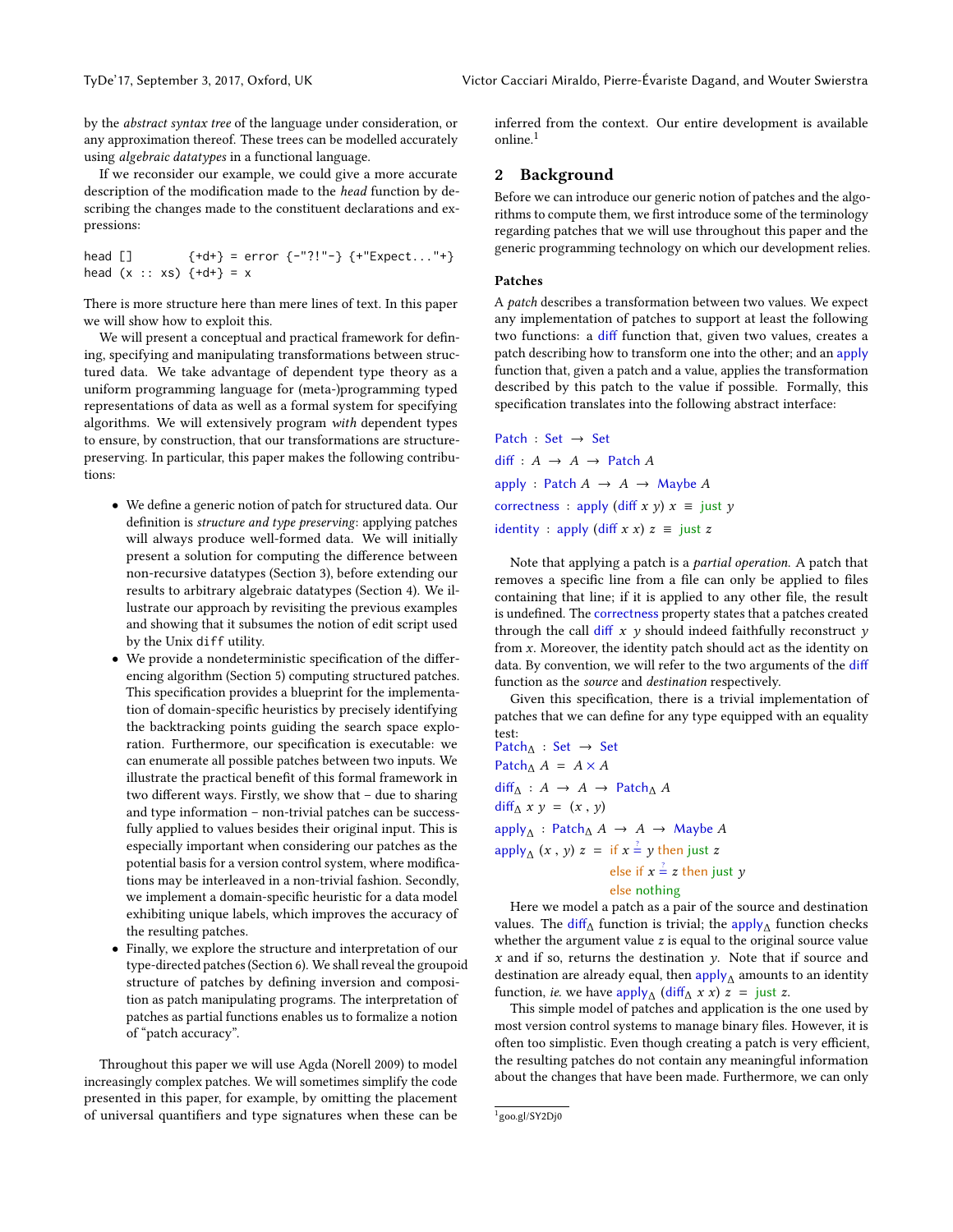by the *abstract syntax tree* of the language under consideration, or any approximation thereof. These trees can be modelled accurately using *algebraic datatypes* in a functional language.

If we reconsider our example, we could give a more accurate description of the modification made to the *head* function by describing the changes made to the constituent declarations and expressions:

```
head []        {+d+} = error {-"?!"-} {+"Expect..."+}
head (x :: xs) {+d+} = x
```

There is more structure here than mere lines of text. In this paper we will show how to exploit this.

We will present a conceptual and practical framework for defining, specifying and manipulating transformations between structured data. We take advantage of dependent type theory as a uniform programming language for (meta-)programming typed representations of data as well as a formal system for specifying algorithms. We will extensively program *with* dependent types to ensure, by construction, that our transformations are structure-preserving. In particular, this paper makes the following contributions:

- We define a generic notion of patch for structured data. Our definition is *structure and type preserving*: applying patches will always produce well-formed data. We will initially present a solution for computing the difference between non-recursive datatypes (Section 3), before extending our results to arbitrary algebraic datatypes (Section 4). We illustrate our approach by revisiting the previous examples and showing that it subsumes the notion of edit script used by the Unix `diff` utility.
- We provide a nondeterministic specification of the differencing algorithm (Section 5) computing structured patches. This specification provides a blueprint for the implementation of domain-specific heuristics by precisely identifying the backtracking points guiding the search space exploration. Furthermore, our specification is executable: we can enumerate all possible patches between two inputs. We illustrate the practical benefit of this formal framework in two different ways. Firstly, we show that – due to sharing and type information – non-trivial patches can be successfully applied to values besides their original input. This is especially important when considering our patches as the potential basis for a version control system, where modifications may be interleaved in a non-trivial fashion. Secondly, we implement a domain-specific heuristic for a data model exhibiting unique labels, which improves the accuracy of the resulting patches.
- Finally, we explore the structure and interpretation of our type-directed patches (Section 6). We shall reveal the groupoid structure of patches by defining inversion and composition as patch manipulating programs. The interpretation of patches as partial functions enables us to formalize a notion of "patch accuracy".

Throughout this paper we will use Agda (Norell 2009) to model increasingly complex patches. We will sometimes simplify the code presented in this paper, for example, by omitting the placement of universal quantifiers and type signatures when these can be inferred from the context. Our entire development is available online.[1]

## 2 Background

Before we can introduce our generic notion of patches and the algorithms to compute them, we first introduce some of the terminology regarding patches that we will use throughout this paper and the generic programming technology on which our development relies.

### Patches

A *patch* describes a transformation between two values. We expect any implementation of patches to support at least the following two functions: a diff function that, given two values, creates a patch describing how to transform one into the other; and an apply function that, given a patch and a value, applies the transformation described by this patch to the value if possible. Formally, this specification translates into the following abstract interface:

```
Patch : Set → Set
diff : A → A → Patch A
apply : Patch A → A → Maybe A
correctness : apply (diff x y) x ≡ just y
identity : apply (diff x x) z ≡ just z
```

Note that applying a patch is a *partial operation*. A patch that removes a specific line from a file can only be applied to files containing that line; if it is applied to any other file, the result is undefined. The correctness property states that a patches created through the call diff $x$ $y$ should indeed faithfully reconstruct $y$ from $x$. Moreover, the identity patch should act as the identity on data. By convention, we will refer to the two arguments of the diff function as the *source* and *destination* respectively.

Given this specification, there is a trivial implementation of patches that we can define for any type equipped with an equality test:

```
Patch_Δ : Set → Set
Patch_Δ A = A × A
diff_Δ : A → A → Patch_Δ A
diff_Δ x y = (x , y)
apply_Δ : Patch_Δ A → A → Maybe A
apply_Δ (x , y) z = if x ≟ y then just z
                    else if x ≟ z then just y
                    else nothing
```

Here we model a patch as a pair of the source and destination values. The $\text{diff}_\Delta$ function is trivial; the $\text{apply}_\Delta$ function checks whether the argument value $z$ is equal to the original source value $x$ and if so, returns the destination $y$. Note that if source and destination are already equal, then $\text{apply}_\Delta$ amounts to an identity function, *ie.* we have $\text{apply}_\Delta$ ($\text{diff}_\Delta$ $x$ $x$) $z$ = just $z$.

This simple model of patches and application is the one used by most version control systems to manage binary files. However, it is often too simplistic. Even though creating a patch is very efficient, the resulting patches do not contain any meaningful information about the changes that have been made. Furthermore, we can only

[1] goo.gl/SY2Dj0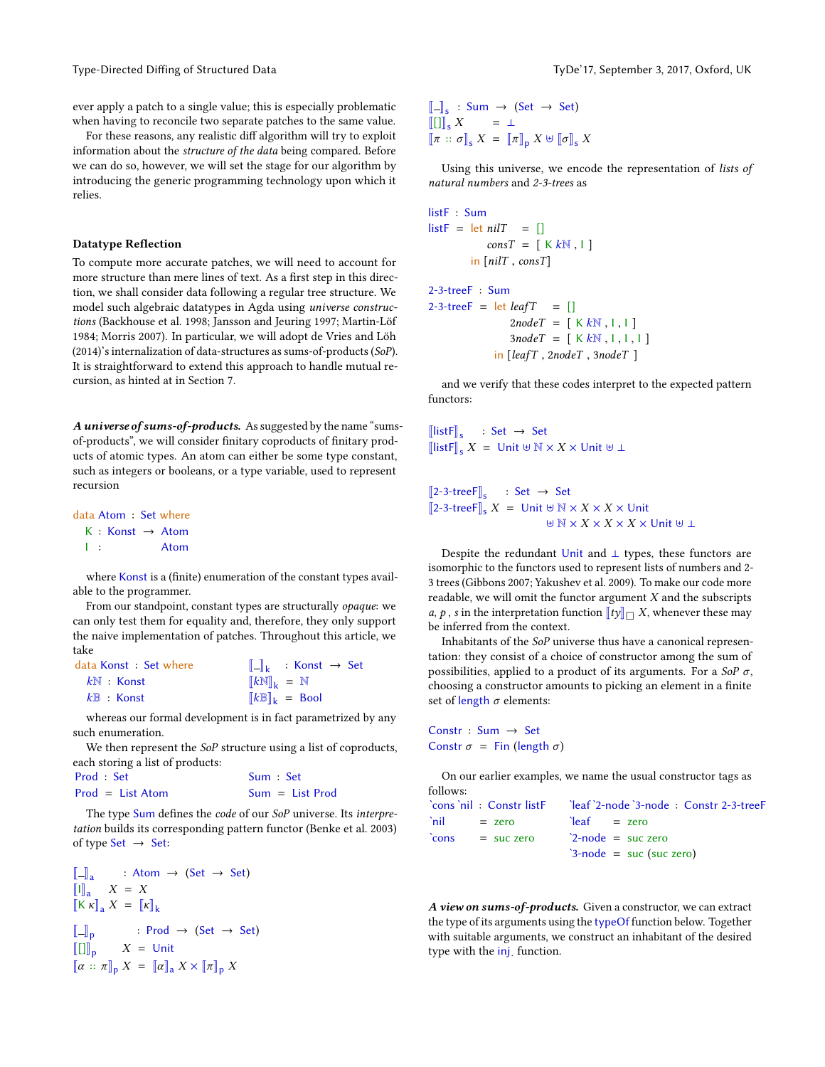ever apply a patch to a single value; this is especially problematic when having to reconcile two separate patches to the same value.

For these reasons, any realistic diff algorithm will try to exploit information about the *structure of the data* being compared. Before we can do so, however, we will set the stage for our algorithm by introducing the generic programming technology upon which it relies.

### Datatype Reflection

To compute more accurate patches, we will need to account for more structure than mere lines of text. As a first step in this direction, we shall consider data following a regular tree structure. We model such algebraic datatypes in Agda using *universe constructions* (Backhouse et al. 1998; Jansson and Jeuring 1997; Martin-Löf 1984; Morris 2007). In particular, we will adopt de Vries and Löh (2014)'s internalization of data-structures as sums-of-products (*SoP*). It is straightforward to extend this approach to handle mutual recursion, as hinted at in Section 7.

***A universe of sums-of-products.*** As suggested by the name "sums-of-products", we will consider finitary coproducts of finitary products of atomic types. An atom can either be some type constant, such as integers or booleans, or a type variable, used to represent recursion

```
data Atom : Set where
  K : Konst → Atom
  I :         Atom
```

where Konst is a (finite) enumeration of the constant types available to the programmer.

From our standpoint, constant types are structurally *opaque*: we can only test them for equality and, therefore, they only support the naive implementation of patches. Throughout this article, we take

```
data Konst : Set where        ⟦_⟧k    : Konst → Set
  kℕ : Konst                  ⟦kℕ⟧k  = ℕ
  k𝔹 : Konst                  ⟦k𝔹⟧k  = Bool
```

whereas our formal development is in fact parametrized by any such enumeration.

We then represent the *SoP* structure using a list of coproducts, each storing a list of products:

```
Prod : Set                    Sum : Set
Prod = List Atom              Sum = List Prod
```

The type Sum defines the *code* of our *SoP* universe. Its *interpretation* builds its corresponding pattern functor (Benke et al. 2003) of type Set → Set:

```
⟦_⟧a      : Atom → (Set → Set)
⟦I⟧a   X = X
⟦K κ⟧a X = ⟦κ⟧k

⟦_⟧p         : Prod → (Set → Set)
⟦[]⟧p      X = Unit
⟦α :: π⟧p X = ⟦α⟧a X × ⟦π⟧p X

⟦_⟧s         : Sum → (Set → Set)
⟦[]⟧s      X = ⊥
⟦π :: σ⟧s X = ⟦π⟧p X ⊎ ⟦σ⟧s X
```

Using this universe, we encode the representation of *lists of natural numbers* and *2-3-trees* as

```
listF : Sum
listF = let nilT  = []
            consT = [ K kℕ , I ]
        in [nilT , consT]

2-3-treeF : Sum
2-3-treeF = let leafT  = []
                2nodeT = [ K kℕ , I , I ]
                3nodeT = [ K kℕ , I , I , I ]
            in [leafT , 2nodeT , 3nodeT ]
```

and we verify that these codes interpret to the expected pattern functors:

```
⟦listF⟧s   : Set → Set
⟦listF⟧s X = Unit ⊎ ℕ × X × Unit ⊎ ⊥

⟦2-3-treeF⟧s   : Set → Set
⟦2-3-treeF⟧s X = Unit ⊎ ℕ × X × X × Unit
                 ⊎ ℕ × X × X × X × Unit ⊎ ⊥
```

Despite the redundant Unit and ⊥ types, these functors are isomorphic to the functors used to represent lists of numbers and 2-3 trees (Gibbons 2007; Yakushev et al. 2009). To make our code more readable, we will omit the functor argument $X$ and the subscripts $a$, $p$, $s$ in the interpretation function $[\![ty]\!]_{\square}\ X$, whenever these may be inferred from the context.

Inhabitants of the *SoP* universe thus have a canonical representation: they consist of a choice of constructor among the sum of possibilities, applied to a product of its arguments. For a *SoP* $\sigma$, choosing a constructor amounts to picking an element in a finite set of length $\sigma$ elements:

```
Constr : Sum → Set
Constr σ = Fin (length σ)
```

On our earlier examples, we name the usual constructor tags as follows:

```
`cons `nil : Constr listF      `leaf `2-node `3-node : Constr 2-3-treeF
`nil       = zero              `leaf   = zero
`cons      = suc zero          `2-node = suc zero
                               `3-node = suc (suc zero)
```

***A view on sums-of-products.*** Given a constructor, we can extract the type of its arguments using the typeOf function below. Together with suitable arguments, we construct an inhabitant of the desired type with the inj function.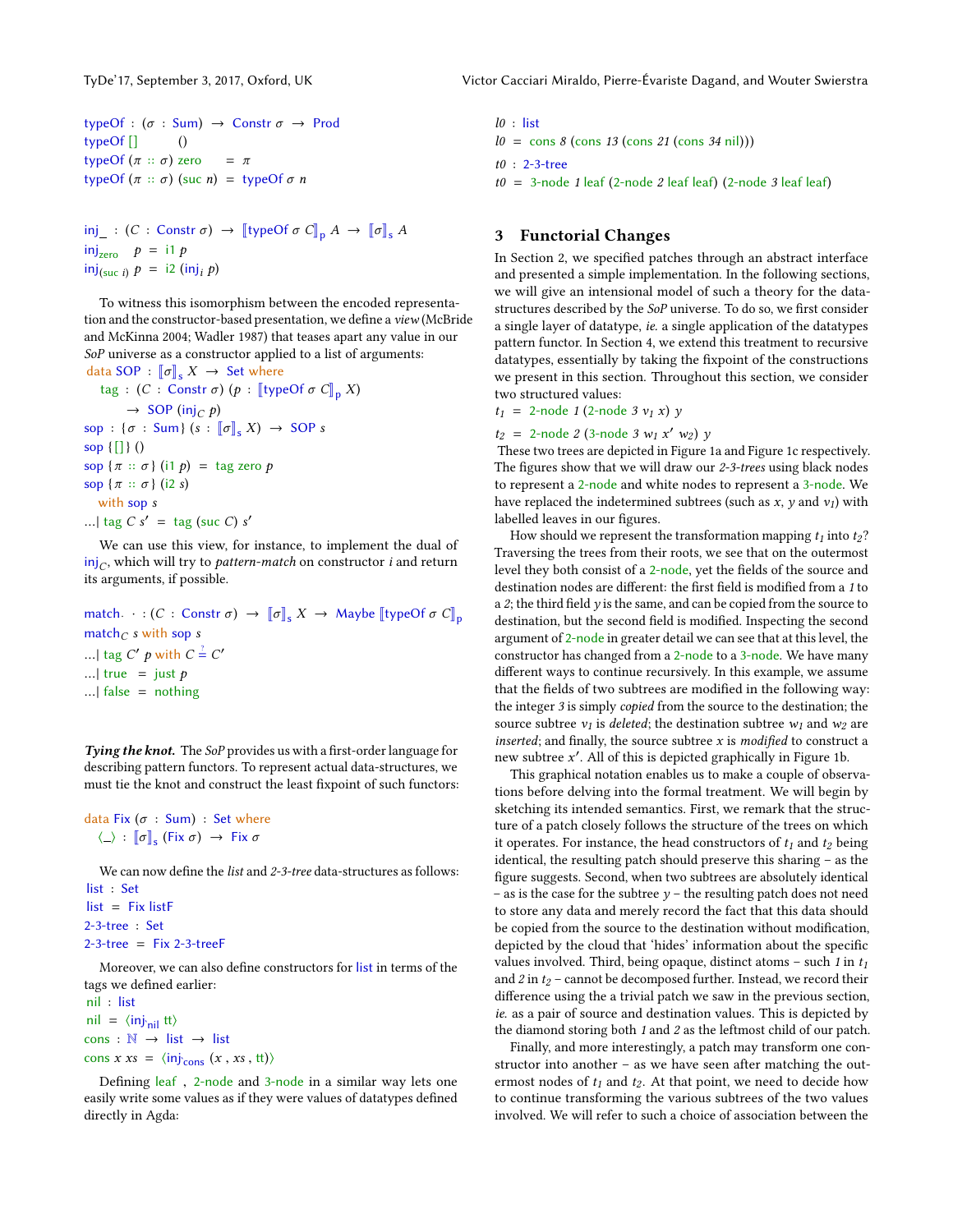```
typeOf : (σ : Sum) → Constr σ → Prod
typeOf []           ()
typeOf (π :: σ) zero      = π
typeOf (π :: σ) (suc n)   = typeOf σ n
```

```
inj_ : (C : Constr σ) → ⟦typeOf σ C⟧p A → ⟦σ⟧s A
inj_zero     p = i1 p
inj_(suc i)  p = i2 (inj_i p)
```

To witness this isomorphism between the encoded representation and the constructor-based presentation, we define a *view* (McBride and McKinna 2004; Wadler 1987) that teases apart any value in our *SoP* universe as a constructor applied to a list of arguments:

```
data SOP : ⟦σ⟧s X → Set where
  tag : (C : Constr σ) (p : ⟦typeOf σ C⟧p X)
      → SOP (inj_C p)
sop : {σ : Sum} (s : ⟦σ⟧s X) → SOP s
sop {[]} ()
sop {π :: σ} (i1 p) = tag zero p
sop {π :: σ} (i2 s)
  with sop s
...| tag C s′ = tag (suc C) s′
```

We can use this view, for instance, to implement the dual of $\text{inj}_C$, which will try to *pattern-match* on constructor $i$ and return its arguments, if possible.

```
match· · : (C : Constr σ) → ⟦σ⟧s X → Maybe ⟦typeOf σ C⟧p
match_C s with sop s
...| tag C′ p with C ≟ C′
...| true  = just p
...| false = nothing
```

***Tying the knot.*** The *SoP* provides us with a first-order language for describing pattern functors. To represent actual data-structures, we must tie the knot and construct the least fixpoint of such functors:

```
data Fix (σ : Sum) : Set where
  ⟨_⟩ : ⟦σ⟧s (Fix σ) → Fix σ
```

We can now define the *list* and *2-3-tree* data-structures as follows:

```
list : Set
list = Fix listF
2-3-tree : Set
2-3-tree = Fix 2-3-treeF
```

Moreover, we can also define constructors for list in terms of the tags we defined earlier:

```
nil : list
nil = ⟨inj_nil tt⟩
cons : ℕ → list → list
cons x xs = ⟨inj_cons (x , xs , tt)⟩
```

Defining leaf , 2-node and 3-node in a similar way lets one easily write some values as if they were values of datatypes defined directly in Agda:

```
l0 : list
l0 = cons 8 (cons 13 (cons 21 (cons 34 nil)))
t0 : 2-3-tree
t0 = 3-node 1 leaf (2-node 2 leaf leaf) (2-node 3 leaf leaf)
```

## 3 Functorial Changes

In Section 2, we specified patches through an abstract interface and presented a simple implementation. In the following sections, we will give an intensional model of such a theory for the datastructures described by the *SoP* universe. To do so, we first consider a single layer of datatype, *ie.* a single application of the datatypes pattern functor. In Section 4, we extend this treatment to recursive datatypes, essentially by taking the fixpoint of the constructions we present in this section. Throughout this section, we consider two structured values:

$t_1$ = 2-node $1$ (2-node $3$ $v_1$ $x$) $y$

$t_2$ = 2-node $2$ (3-node $3$ $w_1$ $x'$ $w_2$) $y$

These two trees are depicted in Figure 1a and Figure 1c respectively. The figures show that we will draw our *2-3-trees* using black nodes to represent a 2-node and white nodes to represent a 3-node. We have replaced the indetermined subtrees (such as $x$, $y$ and $v_1$) with labelled leaves in our figures.

How should we represent the transformation mapping $t_1$ into $t_2$? Traversing the trees from their roots, we see that on the outermost level they both consist of a 2-node, yet the fields of the source and destination nodes are different: the first field is modified from a *1* to a *2*; the third field $y$ is the same, and can be copied from the source to destination, but the second field is modified. Inspecting the second argument of 2-node in greater detail we can see that at this level, the constructor has changed from a 2-node to a 3-node. We have many different ways to continue recursively. In this example, we assume that the fields of two subtrees are modified in the following way: the integer *3* is simply *copied* from the source to the destination; the source subtree $v_1$ is *deleted*; the destination subtree $w_1$ and $w_2$ are *inserted*; and finally, the source subtree $x$ is *modified* to construct a new subtree $x'$. All of this is depicted graphically in Figure 1b.

This graphical notation enables us to make a couple of observations before delving into the formal treatment. We will begin by sketching its intended semantics. First, we remark that the structure of a patch closely follows the structure of the trees on which it operates. For instance, the head constructors of $t_1$ and $t_2$ being identical, the resulting patch should preserve this sharing – as the figure suggests. Second, when two subtrees are absolutely identical – as is the case for the subtree $y$ – the resulting patch does not need to store any data and merely record the fact that this data should be copied from the source to the destination without modification, depicted by the cloud that 'hides' information about the specific values involved. Third, being opaque, distinct atoms – such *1* in $t_1$ and *2* in $t_2$ – cannot be decomposed further. Instead, we record their difference using the trivial patch we saw in the previous section, *ie.* as a pair of source and destination values. This is depicted by the diamond storing both *1* and *2* as the leftmost child of our patch.

Finally, and more interestingly, a patch may transform one constructor into another – as we have seen after matching the outermost nodes of $t_1$ and $t_2$. At that point, we need to decide how to continue transforming the various subtrees of the two values involved. We will refer to such a choice of association between the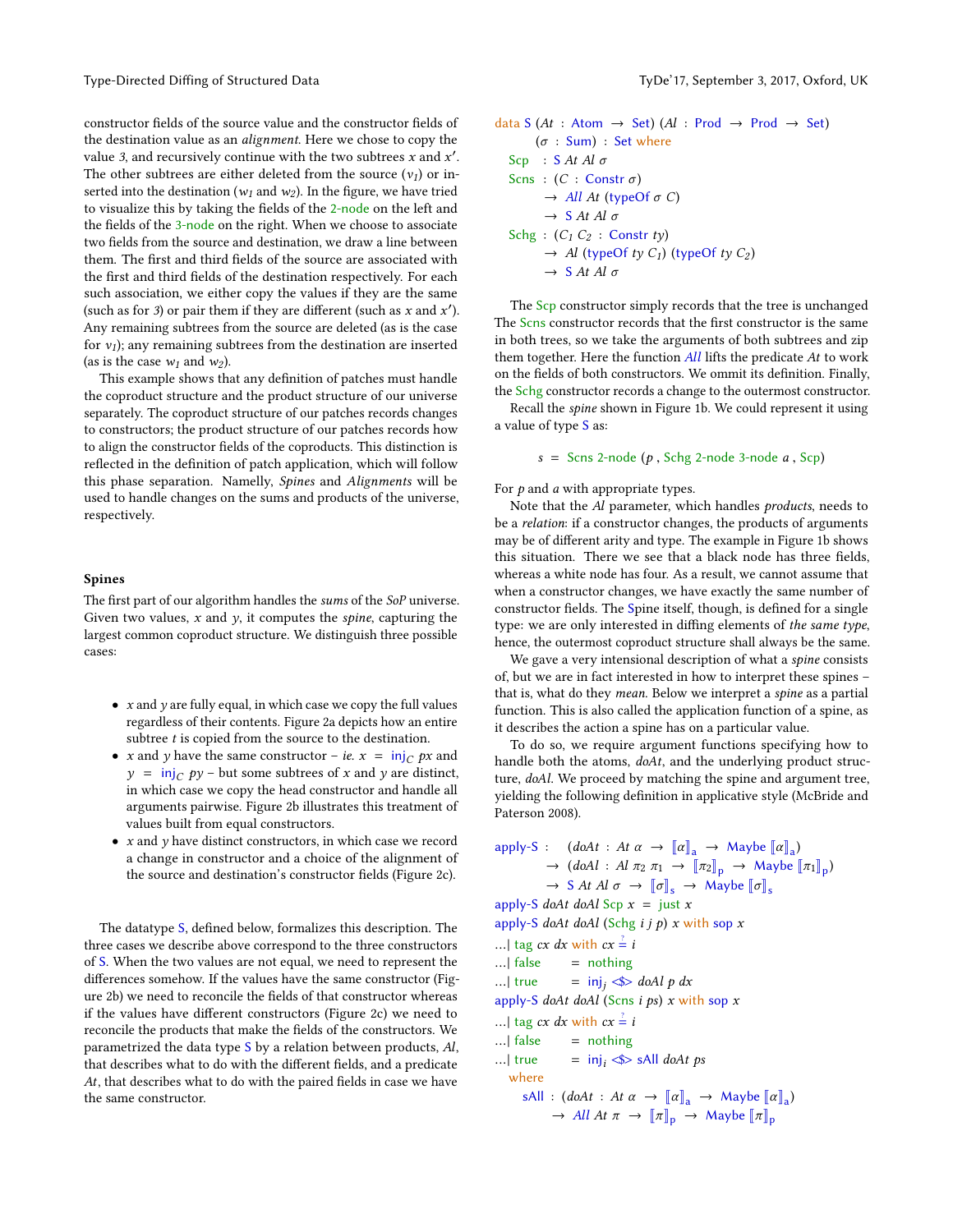constructor fields of the source value and the constructor fields of the destination value as an *alignment*. Here we chose to copy the value *3*, and recursively continue with the two subtrees $x$ and $x'$. The other subtrees are either deleted from the source ($v_1$) or inserted into the destination ($w_1$ and $w_2$). In the figure, we have tried to visualize this by taking the fields of the 2-node on the left and the fields of the 3-node on the right. When we choose to associate two fields from the source and destination, we draw a line between them. The first and third fields of the source are associated with the first and third fields of the destination respectively. For each such association, we either copy the values if they are the same (such as for *3*) or pair them if they are different (such as $x$ and $x'$). Any remaining subtrees from the source are deleted (as is the case for $v_1$); any remaining subtrees from the destination are inserted (as is the case $w_1$ and $w_2$).

This example shows that any definition of patches must handle the coproduct structure and the product structure of our universe separately. The coproduct structure of our patches records changes to constructors; the product structure of our patches records how to align the constructor fields of the coproducts. This distinction is reflected in the definition of patch application, which will follow this phase separation. Namely, *Spines* and *Alignments* will be used to handle changes on the sums and products of the universe, respectively.

### Spines

The first part of our algorithm handles the *sums* of the *SoP* universe. Given two values, $x$ and $y$, it computes the *spine*, capturing the largest common coproduct structure. We distinguish three possible cases:

- $x$ and $y$ are fully equal, in which case we copy the full values regardless of their contents. Figure 2a depicts how an entire subtree $t$ is copied from the source to the destination.
- $x$ and $y$ have the same constructor – *ie.* $x = \text{inj}_C\ px$ and $y = \text{inj}_C\ py$ – but some subtrees of $x$ and $y$ are distinct, in which case we copy the head constructor and handle all arguments pairwise. Figure 2b illustrates this treatment of values built from equal constructors.
- $x$ and $y$ have distinct constructors, in which case we record a change in constructor and a choice of the alignment of the source and destination's constructor fields (Figure 2c).

The datatype S, defined below, formalizes this description. The three cases we describe above correspond to the three constructors of S. When the two values are not equal, we need to represent the differences somehow. If the values have the same constructor (Figure 2b) we need to reconcile the fields of that constructor whereas if the values have different constructors (Figure 2c) we need to reconcile the products that make the fields of the constructors. We parametrized the data type S by a relation between products, *Al*, that describes what to do with the different fields, and a predicate *At*, that describes what to do with the paired fields in case we have the same constructor.

```
data S (At : Atom → Set) (Al : Prod → Prod → Set)
       (σ : Sum) : Set where
  Scp  : S At Al σ
  Scns : (C : Constr σ)
       → All At (typeOf σ C)
       → S At Al σ
  Schg : (C₁ C₂ : Constr ty)
       → Al (typeOf ty C₁) (typeOf ty C₂)
       → S At Al σ
```

The Scp constructor simply records that the tree is unchanged The Scns constructor records that the first constructor is the same in both trees, so we take the arguments of both subtrees and zip them together. Here the function *All* lifts the predicate *At* to work on the fields of both constructors. We ommit its definition. Finally, the Schg constructor records a change to the outermost constructor.

Recall the *spine* shown in Figure 1b. We could represent it using a value of type S as:

$$s = \text{Scns 2-node } (p\ ,\ \text{Schg 2-node 3-node } a\ ,\ \text{Scp})$$

For $p$ and $a$ with appropriate types.

Note that the *Al* parameter, which handles *products*, needs to be a *relation*: if a constructor changes, the products of arguments may be of different arity and type. The example in Figure 1b shows this situation. There we see that a black node has three fields, whereas a white node has four. As a result, we cannot assume that when a constructor changes, we have exactly the same number of constructor fields. The Spine itself, though, is defined for a single type: we are only interested in diffing elements of *the same type*, hence, the outermost coproduct structure shall always be the same.

We gave a very intensional description of what a *spine* consists of, but we are in fact interested in how to interpret these spines – that is, what do they *mean*. Below we interpret a *spine* as a partial function. This is also called the application function of a spine, as it describes the action a spine has on a particular value.

To do so, we require argument functions specifying how to handle both the atoms, *doAt*, and the underlying product structure, *doAl*. We proceed by matching the spine and argument tree, yielding the following definition in applicative style (McBride and Paterson 2008).

```
apply-S :   (doAt : At α → ⟦α⟧ₐ → Maybe ⟦α⟧ₐ)
          → (doAl : Al π₂ π₁ → ⟦π₂⟧ₚ → Maybe ⟦π₁⟧ₚ)
          → S At Al σ → ⟦σ⟧ₛ → Maybe ⟦σ⟧ₛ
apply-S doAt doAl Scp x = just x
apply-S doAt doAl (Schg i j p) x with sop x
...| tag cx dx with cx ≟ i
...| false    = nothing
...| true     = injⱼ <$> doAl p dx
apply-S doAt doAl (Scns i ps) x with sop x
...| tag cx dx with cx ≟ i
...| false    = nothing
...| true     = injᵢ <$> sAll doAt ps
  where
    sAll : (doAt : At α → ⟦α⟧ₐ → Maybe ⟦α⟧ₐ)
         → All At π → ⟦π⟧ₚ → Maybe ⟦π⟧ₚ
```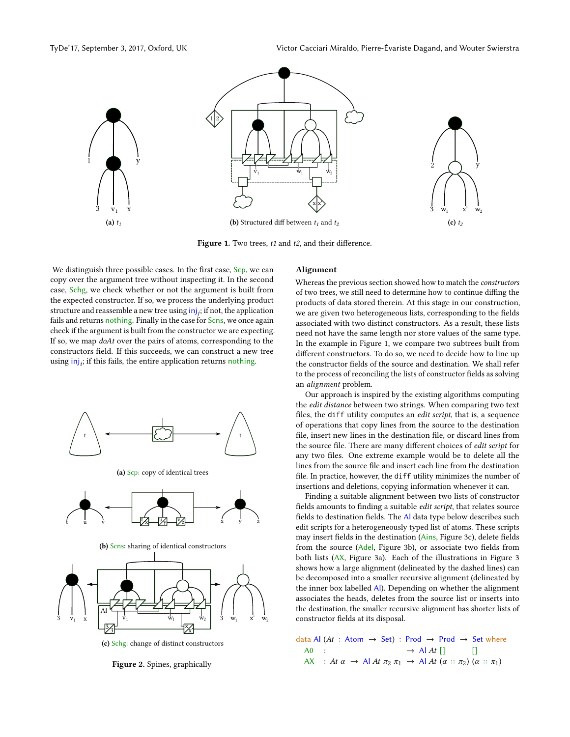**(a)** $t_1$

**(b)** Structured diff between $t_1$ and $t_2$

**(c)** $t_2$

**Figure 1.** Two trees, *t1* and *t2*, and their difference.

We distinguish three possible cases. In the first case, Scp, we can copy over the argument tree without inspecting it. In the second case, Schg, we check whether or not the argument is built from the expected constructor. If so, we process the underlying product structure and reassemble a new tree using $\text{inj}_j$; if not, the application fails and returns nothing. Finally in the case for Scns, we once again check if the argument is built from the constructor we are expecting. If so, we map *doAt* over the pairs of atoms, corresponding to the constructors field. If this succeeds, we can construct a new tree using $\text{inj}_i$; if this fails, the entire application returns nothing.

**(a)** Scp: copy of identical trees

**(b)** Scns: sharing of identical constructors

**(c)** Schg: change of distinct constructors

**Figure 2.** Spines, graphically

## Alignment

Whereas the previous section showed how to match the *constructors* of two trees, we still need to determine how to continue diffing the products of data stored therein. At this stage in our construction, we are given two heterogeneous lists, corresponding to the fields associated with two distinct constructors. As a result, these lists need not have the same length nor store values of the same type. In the example in Figure 1, we compare two subtrees built from different constructors. To do so, we need to decide how to line up the constructor fields of the source and destination. We shall refer to the process of reconciling the lists of constructor fields as solving an *alignment* problem.

Our approach is inspired by the existing algorithms computing the *edit distance* between two strings. When comparing two text files, the `diff` utility computes an *edit script*, that is, a sequence of operations that copy lines from the source to the destination file, insert new lines in the destination file, or discard lines from the source file. There are many different choices of *edit script* for any two files. One extreme example would be to delete all the lines from the source file and insert each line from the destination file. In practice, however, the `diff` utility minimizes the number of insertions and deletions, copying information whenever it can.

Finding a suitable alignment between two lists of constructor fields amounts to finding a suitable *edit script*, that relates source fields to destination fields. The Al data type below describes such edit scripts for a heterogeneously typed list of atoms. These scripts may insert fields in the destination (Ains, Figure 3c), delete fields from the source (Adel, Figure 3b), or associate two fields from both lists (AX, Figure 3a). Each of the illustrations in Figure 3 shows how a large alignment (delineated by the dashed lines) can be decomposed into a smaller recursive alignment (delineated by the inner box labelled Al). Depending on whether the alignment associates the heads, deletes from the source list or inserts into the destination, the smaller recursive alignment has shorter lists of constructor fields at its disposal.

```
data Al (At : Atom → Set) : Prod → Prod → Set where
  A0  :                                → Al At []         []
  AX  : At α → Al At π₂ π₁  → Al At (α :: π₂) (α :: π₁)
```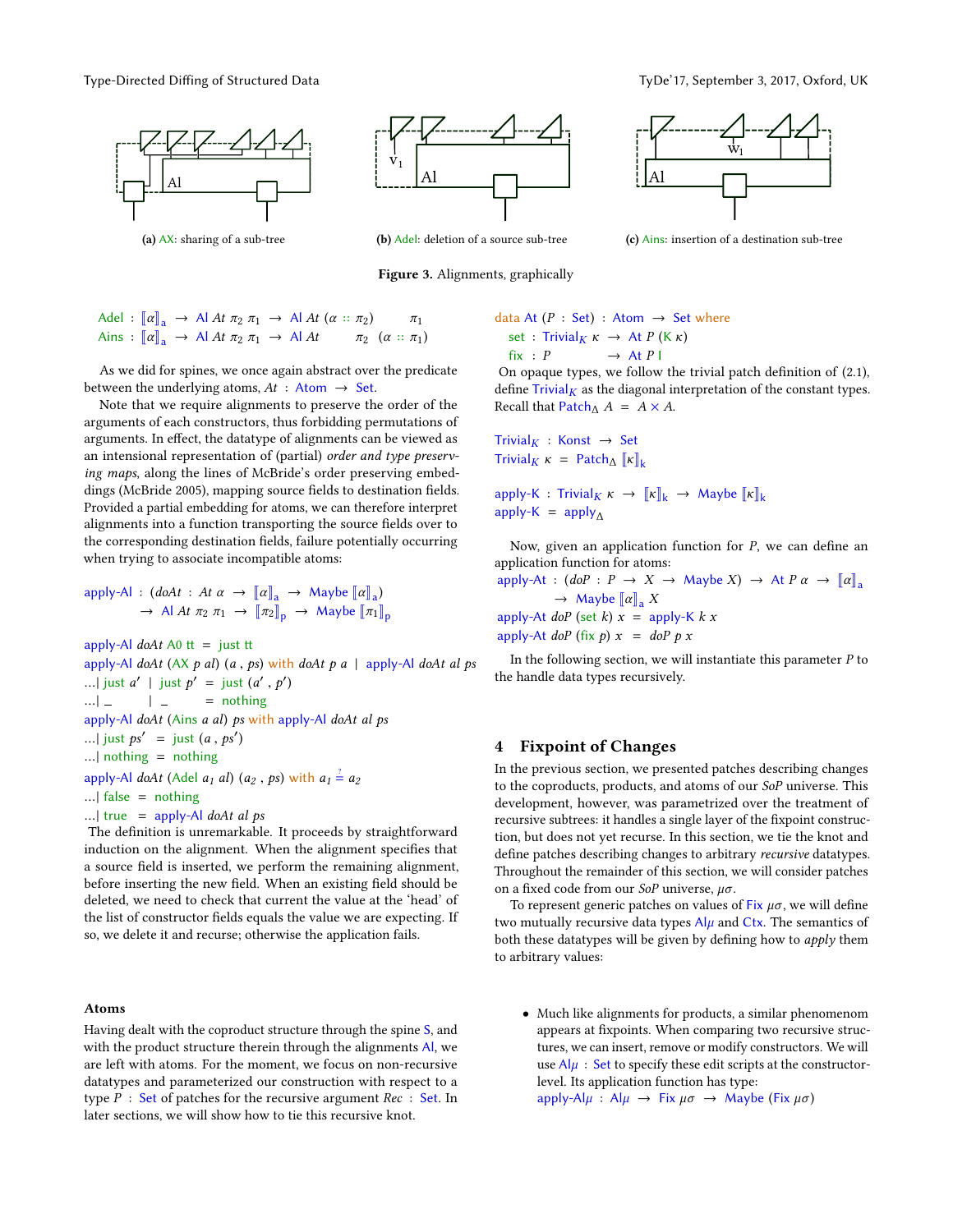(a) AX: sharing of a sub-tree

(b) Adel: deletion of a source sub-tree

(c) Ains: insertion of a destination sub-tree

**Figure 3.** Alignments, graphically

```
Adel : ⟦α⟧a → Al At π2 π1 → Al At (α :: π2)       π1
Ains : ⟦α⟧a → Al At π2 π1 → Al At       π2  (α :: π1)
```

As we did for spines, we once again abstract over the predicate between the underlying atoms, $At$ : Atom → Set.

Note that we require alignments to preserve the order of the arguments of each constructors, thus forbidding permutations of arguments. In effect, the datatype of alignments can be viewed as an intensional representation of (partial) *order and type preserving maps*, along the lines of McBride's order preserving embeddings (McBride 2005), mapping source fields to destination fields. Provided a partial embedding for atoms, we can therefore interpret alignments into a function transporting the source fields over to the corresponding destination fields, failure potentially occurring when trying to associate incompatible atoms:

```
apply-Al : (doAt : At α → ⟦α⟧a → Maybe ⟦α⟧a)
         → Al At π2 π1 → ⟦π2⟧p → Maybe ⟦π1⟧p

apply-Al doAt A0 tt = just tt
apply-Al doAt (AX p al) (a , ps) with doAt p a | apply-Al doAt al ps
...| just a′ | just p′ = just (a′ , p′)
...| _       | _       = nothing
apply-Al doAt (Ains a al) ps with apply-Al doAt al ps
...| just ps′ = just (a , ps′)
...| nothing  = nothing
apply-Al doAt (Adel a1 al) (a2 , ps) with a1 ≟ a2
...| false = nothing
...| true  = apply-Al doAt al ps
```

The definition is unremarkable. It proceeds by straightforward induction on the alignment. When the alignment specifies that a source field is inserted, we perform the remaining alignment, before inserting the new field. When an existing field should be deleted, we need to check that current the value at the 'head' of the list of constructor fields equals the value we are expecting. If so, we delete it and recurse; otherwise the application fails.

### Atoms

Having dealt with the coproduct structure through the spine S, and with the product structure therein through the alignments Al, we are left with atoms. For the moment, we focus on non-recursive datatypes and parameterized our construction with respect to a type $P$ : Set of patches for the recursive argument $Rec$ : Set. In later sections, we will show how to tie this recursive knot.

```
data At (P : Set) : Atom → Set where
  set : TrivialK κ → At P (K κ)
  fix : P          → At P I
```

On opaque types, we follow the trivial patch definition of (2.1), define $\text{Trivial}_K$ as the diagonal interpretation of the constant types. Recall that $\text{Patch}_\Delta\ A = A \times A$.

```
TrivialK : Konst → Set
TrivialK κ = PatchΔ ⟦κ⟧k

apply-K : TrivialK κ → ⟦κ⟧k → Maybe ⟦κ⟧k
apply-K = applyΔ
```

Now, given an application function for $P$, we can define an application function for atoms:

```
apply-At : (doP : P → X → Maybe X) → At P α → ⟦α⟧a
         → Maybe ⟦α⟧a X
apply-At doP (set k) x = apply-K k x
apply-At doP (fix p) x = doP p x
```

In the following section, we will instantiate this parameter $P$ to the handle data types recursively.

## 4 Fixpoint of Changes

In the previous section, we presented patches describing changes to the coproducts, products, and atoms of our *SoP* universe. This development, however, was parametrized over the treatment of recursive subtrees: it handles a single layer of the fixpoint construction, but does not yet recurse. In this section, we tie the knot and define patches describing changes to arbitrary *recursive* datatypes. Throughout the remainder of this section, we will consider patches on a fixed code from our *SoP* universe, $\mu\sigma$.

To represent generic patches on values of Fix $\mu\sigma$, we will define two mutually recursive data types Al$\mu$ and Ctx. The semantics of both these datatypes will be given by defining how to *apply* them to arbitrary values:

- Much like alignments for products, a similar phenomenom appears at fixpoints. When comparing two recursive structures, we can insert, remove or modify constructors. We will use Al$\mu$ : Set to specify these edit scripts at the constructor-level. Its application function has type:
  apply-Al$\mu$ : Al$\mu$ → Fix $\mu\sigma$ → Maybe (Fix $\mu\sigma$)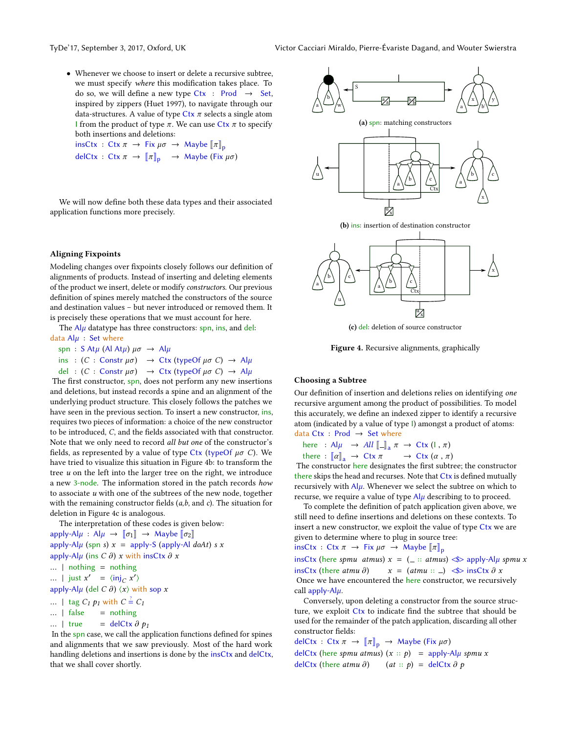- Whenever we choose to insert or delete a recursive subtree, we must specify *where* this modification takes place. To do so, we will define a new type Ctx : Prod → Set, inspired by zippers (Huet 1997), to navigate through our data-structures. A value of type Ctx $\pi$ selects a single atom I from the product of type $\pi$. We can use Ctx $\pi$ to specify both insertions and deletions:

```
insCtx : Ctx π → Fix μσ → Maybe ⟦π⟧p
delCtx : Ctx π → ⟦π⟧p    → Maybe (Fix μσ)
```

We will now define both these data types and their associated application functions more precisely.

### Aligning Fixpoints

Modeling changes over fixpoints closely follows our definition of alignments of products. Instead of inserting and deleting elements of the product we insert, delete or modify *constructors*. Our previous definition of spines merely matched the constructors of the source and destination values – but never introduced or removed them. It is precisely these operations that we must account for here.

The Al$\mu$ datatype has three constructors: spn, ins, and del:

```
data Alμ : Set where
  spn : S Atμ (Al Atμ) μσ → Alμ
  ins : (C : Constr μσ)   → Ctx (typeOf μσ C) → Alμ
  del : (C : Constr μσ)   → Ctx (typeOf μσ C) → Alμ
```

The first constructor, spn, does not perform any new insertions and deletions, but instead records a spine and an alignment of the underlying product structure. This closely follows the patches we have seen in the previous section. To insert a new constructor, ins, requires two pieces of information: a choice of the new constructor to be introduced, $C$, and the fields associated with that constructor. Note that we only need to record *all but one* of the constructor's fields, as represented by a value of type Ctx (typeOf $\mu\sigma$ $C$). We have tried to visualize this situation in Figure 4b: to transform the tree $u$ on the left into the larger tree on the right, we introduce a new 3-node. The information stored in the patch records *how* to associate $u$ with one of the subtrees of the new node, together with the remaining constructor fields ($a$,$b$, and $c$). The situation for deletion in Figure 4c is analogous.

The interpretation of these codes is given below:

```
apply-Alμ : Alμ → ⟦σ1⟧ → Maybe ⟦σ2⟧
apply-Alμ (spn s) x = apply-S (apply-Al doAt) s x
apply-Alμ (ins C ∂) x with insCtx ∂ x
... | nothing = nothing
... | just x′  = ⟨injC x′⟩
apply-Alμ (del C ∂) ⟨x⟩ with sop x
... | tag C1 p1 with C ≟ C1
... | false    = nothing
... | true     = delCtx ∂ p1
```

In the spn case, we call the application functions defined for spines and alignments that we saw previously. Most of the hard work handling deletions and insertions is done by the insCtx and delCtx, that we shall cover shortly.

**(a)** spn: matching constructors

**(b)** ins: insertion of destination constructor

**(c)** del: deletion of source constructor

**Figure 4.** Recursive alignments, graphically

### Choosing a Subtree

Our definition of insertion and deletions relies on identifying *one* recursive argument among the product of possibilities. To model this accurately, we define an indexed zipper to identify a recursive atom (indicated by a value of type I) amongst a product of atoms:

```
data Ctx : Prod → Set where
  here  : Alμ   → All ⟦_⟧a π → Ctx (I , π)
  there : ⟦α⟧a → Ctx π        → Ctx (α , π)
```

The constructor here designates the first subtree; the constructor there skips the head and recurses. Note that Ctx is defined mutually recursively with Al$\mu$. Whenever we select the subtree on which to recurse, we require a value of type Al$\mu$ describing to to proceed.

To complete the definition of patch application given above, we still need to define insertions and deletions on these contexts. To insert a new constructor, we exploit the value of type Ctx we are given to determine where to plug in source tree:

```
insCtx : Ctx π → Fix μσ → Maybe ⟦π⟧p
insCtx (here spmu atmus) x = (_ :: atmus) <$> apply-Alμ spmu x
insCtx (there atmu ∂)    x = (atmu :: _)  <$> insCtx ∂ x
```

Once we have encountered the here constructor, we recursively call apply-Al$\mu$.

Conversely, upon deleting a constructor from the source structure, we exploit Ctx to indicate find the subtree that should be used for the remainder of the patch application, discarding all other constructor fields:

```
delCtx : Ctx π → ⟦π⟧p → Maybe (Fix μσ)
delCtx (here spmu atmus) (x :: p)  = apply-Alμ spmu x
delCtx (there atmu ∂)    (at :: p) = delCtx ∂ p
```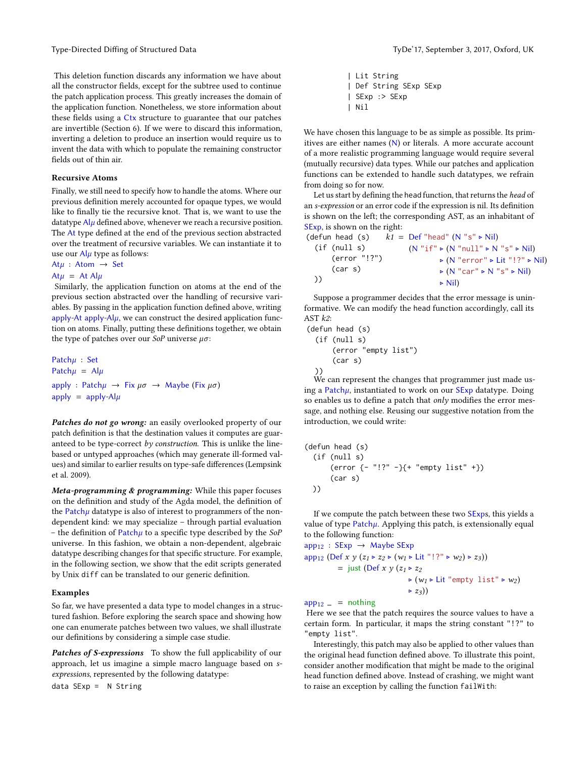This deletion function discards any information we have about all the constructor fields, except for the subtree used to continue the patch application process. This greatly increases the domain of the application function. Nonetheless, we store information about these fields using a Ctx structure to guarantee that our patches are invertible (Section 6). If we were to discard this information, inverting a deletion to produce an insertion would require us to invent the data with which to populate the remaining constructor fields out of thin air.

### Recursive Atoms

Finally, we still need to specify how to handle the atoms. Where our previous definition merely accounted for opaque types, we would like to finally tie the recursive knot. That is, we want to use the datatype Alμ defined above, whenever we reach a recursive position. The At type defined at the end of the previous section abstracted over the treatment of recursive variables. We can instantiate it to use our Alμ type as follows:

```
Atμ : Atom → Set
Atμ = At Alμ
```

Similarly, the application function on atoms at the end of the previous section abstracted over the handling of recursive variables. By passing in the application function defined above, writing apply-At apply-Alμ, we can construct the desired application function on atoms. Finally, putting these definitions together, we obtain the type of patches over our *SoP* universe $\mu\sigma$:

```
Patchμ : Set
Patchμ = Alμ

apply : Patchμ → Fix μσ → Maybe (Fix μσ)
apply = apply-Alμ
```

***Patches do not go wrong:*** an easily overlooked property of our patch definition is that the destination values it computes are guaranteed to be type-correct *by construction*. This is unlike the line-based or untyped approaches (which may generate ill-formed values) and similar to earlier results on type-safe differences (Lempsink et al. 2009).

***Meta-programming & programming:*** While this paper focuses on the definition and study of the Agda model, the definition of the Patchμ datatype is also of interest to programmers of the non-dependent kind: we may specialize – through partial evaluation – the definition of Patchμ to a specific type described by the *SoP* universe. In this fashion, we obtain a non-dependent, algebraic datatype describing changes for that specific structure. For example, in the following section, we show that the edit scripts generated by Unix `diff` can be translated to our generic definition.

### Examples

So far, we have presented a data type to model changes in a structured fashion. Before exploring the search space and showing how one can enumerate patches between two values, we shall illustrate our definitions by considering a simple case studie.

***Patches of S-expressions*** To show the full applicability of our approach, let us imagine a simple macro language based on *s-expressions*, represented by the following datatype:

```
data SExp =  N String
          | Lit String
          | Def String SExp SExp
          | SExp :> SExp
          | Nil
```

We have chosen this language to be as simple as possible. Its primitives are either names (N) or literals. A more accurate account of a more realistic programming language would require several (mutually recursive) data types. While our patches and application functions can be extended to handle such datatypes, we refrain from doing so for now.

Let us start by defining the head function, that returns the *head* of an *s-expression* or an error code if the expression is nil. Its definition is shown on the left; the corresponding AST, as an inhabitant of SExp, is shown on the right:

```
(defun head (s)        k1 = Def "head" (N "s" ▹ Nil)
  (if (null s)              (N "if" ▹ (N "null" ▹ N "s" ▹ Nil)
      (error "!?")                  ▹ (N "error" ▹ Lit "!?" ▹ Nil)
      (car s)                       ▹ (N "car" ▹ N "s" ▹ Nil)
  ))                                ▹ Nil)
```

Suppose a programmer decides that the error message is uninformative. We can modify the head function accordingly, call its AST $k2$:

```
(defun head (s)
  (if (null s)
      (error "empty list")
      (car s)
  ))
```

We can represent the changes that programmer just made using a Patchμ, instantiated to work on our SExp datatype. Doing so enables us to define a patch that *only* modifies the error message, and nothing else. Reusing our suggestive notation from the introduction, we could write:

```
(defun head (s)
  (if (null s)
      (error {- "!?" -}{+ "empty list" +})
      (car s)
  ))
```

If we compute the patch between these two SExps, this yields a value of type Patchμ. Applying this patch, is extensionally equal to the following function:

```
app₁₂ : SExp → Maybe SExp
app₁₂ (Def x y (z₁ ▹ z₂ ▹ (w₁ ▹ Lit "!?" ▹ w₂) ▹ z₃))
      = just (Def x y (z₁ ▹ z₂
                        ▹ (w₁ ▹ Lit "empty list" ▹ w₂)
                        ▹ z₃))
app₁₂ _ = nothing
```

Here we see that the patch requires the source values to have a certain form. In particular, it maps the string constant `"!?"` to `"empty list"`.

Interestingly, this patch may also be applied to other values than the original head function defined above. To illustrate this point, consider another modification that might be made to the original head function defined above. Instead of crashing, we might want to raise an exception by calling the function `failWith`: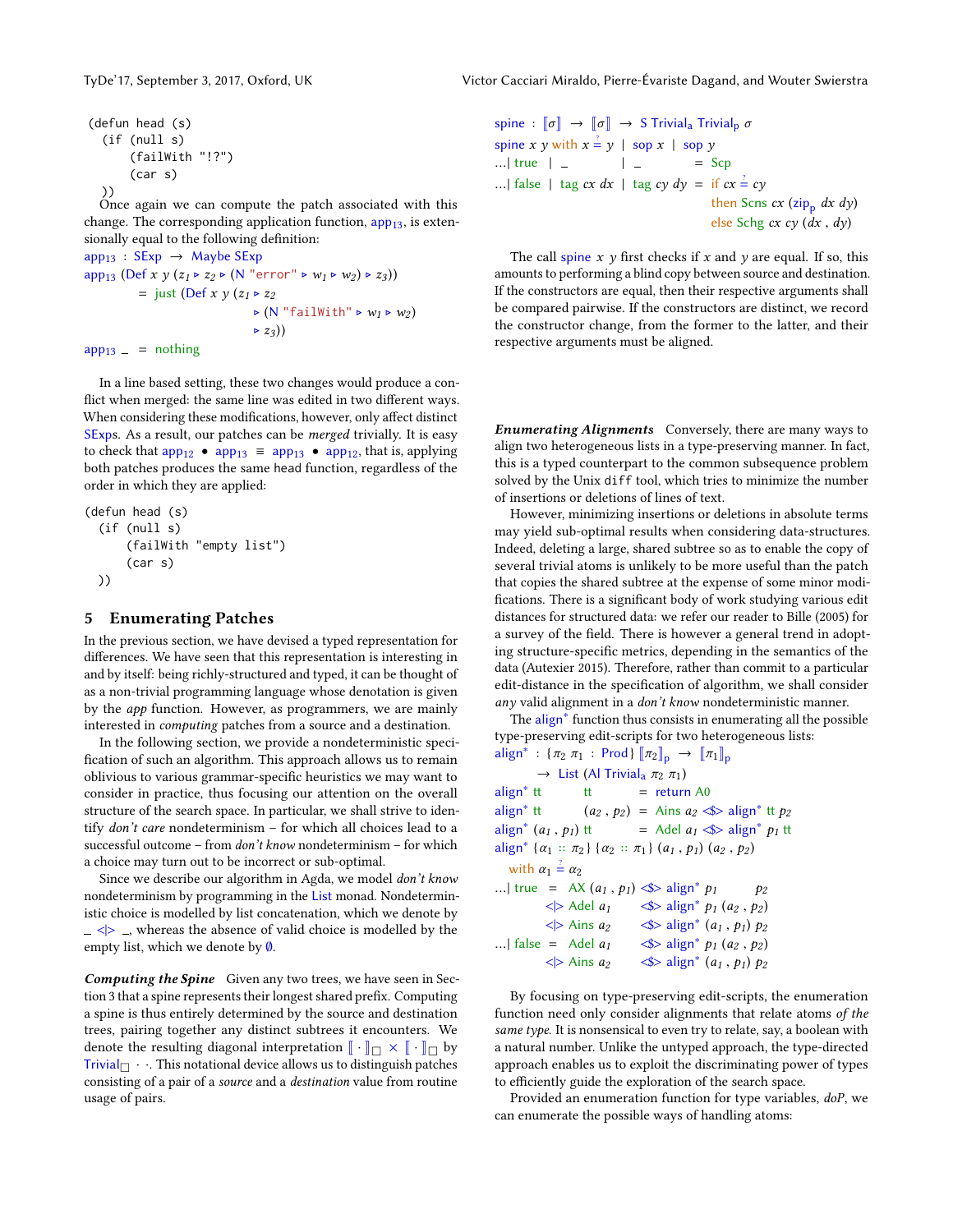```
(defun head (s)
  (if (null s)
      (failWith "!?")
      (car s)
  ))
```

Once again we can compute the patch associated with this change. The corresponding application function, $app_{13}$, is extensionally equal to the following definition:

```
app13 : SExp → Maybe SExp
app13 (Def x y (z1 ▹ z2 ▹ (N "error" ▹ w1 ▹ w2) ▹ z3))
        = just (Def x y (z1 ▹ z2
                           ▹ (N "failWith" ▹ w1 ▹ w2)
                           ▹ z3))
app13 _  = nothing
```

In a line based setting, these two changes would produce a conflict when merged: the same line was edited in two different ways. When considering these modifications, however, only affect distinct SExps. As a result, our patches can be *merged* trivially. It is easy to check that $app_{12} \bullet app_{13} \equiv app_{13} \bullet app_{12}$, that is, applying both patches produces the same head function, regardless of the order in which they are applied:

```
(defun head (s)
  (if (null s)
      (failWith "empty list")
      (car s)
  ))
```

## 5 Enumerating Patches

In the previous section, we have devised a typed representation for differences. We have seen that this representation is interesting in and by itself: being richly-structured and typed, it can be thought of as a non-trivial programming language whose denotation is given by the *app* function. However, as programmers, we are mainly interested in *computing* patches from a source and a destination.

In the following section, we provide a nondeterministic specification of such an algorithm. This approach allows us to remain oblivious to various grammar-specific heuristics we may want to consider in practice, thus focusing our attention on the overall structure of the search space. In particular, we shall strive to identify *don't care* nondeterminism – for which all choices lead to a successful outcome – from *don't know* nondeterminism – for which a choice may turn out to be incorrect or sub-optimal.

Since we describe our algorithm in Agda, we model *don't know* nondeterminism by programming in the List monad. Nondeterministic choice is modelled by list concatenation, which we denote by `_ <|> _`, whereas the absence of valid choice is modelled by the empty list, which we denote by $\emptyset$.

***Computing the Spine*** Given any two trees, we have seen in Section 3 that a spine represents their longest shared prefix. Computing a spine is thus entirely determined by the source and destination trees, pairing together any distinct subtrees it encounters. We denote the resulting diagonal interpretation $[\![ \cdot ]\!]_\square \times [\![ \cdot ]\!]_\square$ by $\mathsf{Trivial}_\square \cdot \cdot$. This notational device allows us to distinguish patches consisting of a pair of a *source* and a *destination* value from routine usage of pairs.

```
spine : ⟦σ⟧ → ⟦σ⟧ → S Trivial_a Trivial_p σ
spine x y with x ≟ y | sop x | sop y
...| true  | _          | _          = Scp
...| false | tag cx dx  | tag cy dy  = if cx ≟ cy
                                       then Scns cx (zip_p dx dy)
                                       else Schg cx cy (dx , dy)
```

The call `spine x y` first checks if $x$ and $y$ are equal. If so, this amounts to performing a blind copy between source and destination. If the constructors are equal, then their respective arguments shall be compared pairwise. If the constructors are distinct, we record the constructor change, from the former to the latter, and their respective arguments must be aligned.

***Enumerating Alignments*** Conversely, there are many ways to align two heterogeneous lists in a type-preserving manner. In fact, this is a typed counterpart to the common subsequence problem solved by the Unix `diff` tool, which tries to minimize the number of insertions or deletions of lines of text.

However, minimizing insertions or deletions in absolute terms may yield sub-optimal results when considering data-structures. Indeed, deleting a large, shared subtree so as to enable the copy of several trivial atoms is unlikely to be more useful than the patch that copies the shared subtree at the expense of some minor modifications. There is a significant body of work studying various edit distances for structured data: we refer our reader to Bille (2005) for a survey of the field. There is however a general trend in adopting structure-specific metrics, depending in the semantics of the data (Autexier 2015). Therefore, rather than commit to a particular edit-distance in the specification of algorithm, we shall consider *any* valid alignment in a *don't know* nondeterministic manner.

The $align^*$ function thus consists in enumerating all the possible type-preserving edit-scripts for two heterogeneous lists:

```
align* : {π2 π1 : Prod} ⟦π2⟧_p → ⟦π1⟧_p
       → List (Al Trivial_a π2 π1)
align* tt        tt         = return A0
align* tt        (a2 , p2)  = Ains a2 <$> align* tt p2
align* (a1 , p1) tt         = Adel a1 <$> align* p1 tt
align* {α1 :: π2} {α2 :: π1} (a1 , p1) (a2 , p2)
  with α1 ≟ α2
...| true  =  AX (a1 , p1) <$> align* p1        p2
           <|> Adel a1      <$> align* p1 (a2 , p2)
           <|> Ains a2      <$> align* (a1 , p1) p2
...| false =  Adel a1       <$> align* p1 (a2 , p2)
           <|> Ains a2      <$> align* (a1 , p1) p2
```

By focusing on type-preserving edit-scripts, the enumeration function need only consider alignments that relate atoms *of the same type*. It is nonsensical to even try to relate, say, a boolean with a natural number. Unlike the untyped approach, the type-directed approach enables us to exploit the discriminating power of types to efficiently guide the exploration of the search space.

Provided an enumeration function for type variables, *doP*, we can enumerate the possible ways of handling atoms: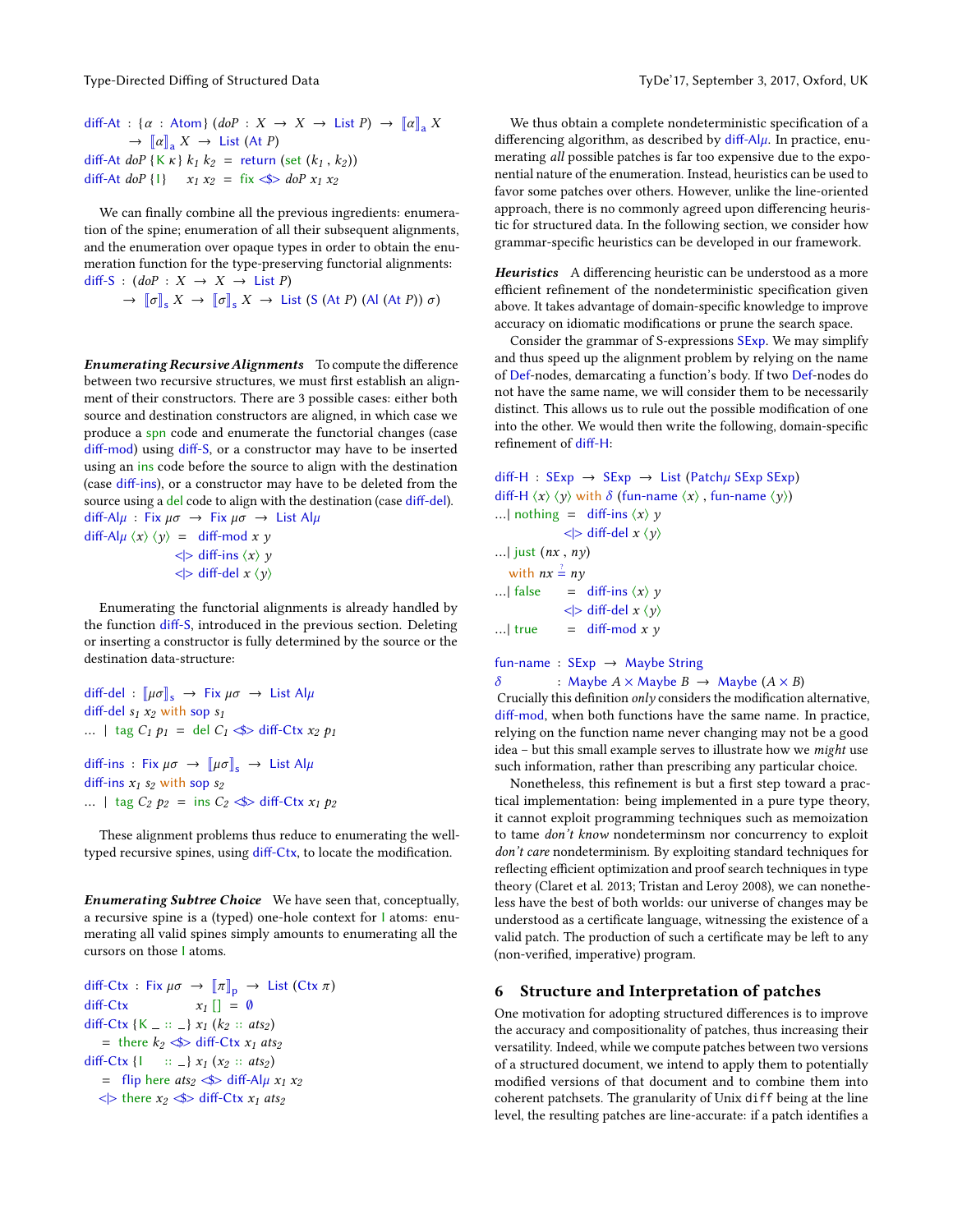```
diff-At : {α : Atom} (doP : X → X → List P) → ⟦α⟧a X
        → ⟦α⟧a X → List (At P)
diff-At doP {K κ} k1 k2 = return (set (k1 , k2))
diff-At doP {I}   x1 x2 = fix <$> doP x1 x2
```

We can finally combine all the previous ingredients: enumeration of the spine; enumeration of all their subsequent alignments, and the enumeration over opaque types in order to obtain the enumeration function for the type-preserving functorial alignments:

```
diff-S : (doP : X → X → List P)
       → ⟦σ⟧s X → ⟦σ⟧s X → List (S (At P) (Al (At P)) σ)
```

***Enumerating Recursive Alignments*** To compute the difference between two recursive structures, we must first establish an alignment of their constructors. There are 3 possible cases: either both source and destination constructors are aligned, in which case we produce a spn code and enumerate the functorial changes (case diff-mod) using diff-S, or a constructor may have to be inserted using an ins code before the source to align with the destination (case diff-ins), or a constructor may have to be deleted from the source using a del code to align with the destination (case diff-del).

```
diff-Alμ : Fix μσ → Fix μσ → List Alμ
diff-Alμ ⟨x⟩ ⟨y⟩ =  diff-mod x y
                <|> diff-ins ⟨x⟩ y
                <|> diff-del x ⟨y⟩
```

Enumerating the functorial alignments is already handled by the function diff-S, introduced in the previous section. Deleting or inserting a constructor is fully determined by the source or the destination data-structure:

```
diff-del : ⟦μσ⟧s → Fix μσ → List Alμ
diff-del s1 x2 with sop s1
... | tag C1 p1 = del C1 <$> diff-Ctx x2 p1

diff-ins : Fix μσ → ⟦μσ⟧s → List Alμ
diff-ins x1 s2 with sop s2
... | tag C2 p2 = ins C2 <$> diff-Ctx x1 p2
```

These alignment problems thus reduce to enumerating the well-typed recursive spines, using diff-Ctx, to locate the modification.

***Enumerating Subtree Choice*** We have seen that, conceptually, a recursive spine is a (typed) one-hole context for I atoms: enumerating all valid spines simply amounts to enumerating all the cursors on those I atoms.

```
diff-Ctx : Fix μσ → ⟦π⟧p → List (Ctx π)
diff-Ctx           x1 [] = ∅
diff-Ctx {K _ :: _} x1 (k2 :: ats2)
  = there k2 <$> diff-Ctx x1 ats2
diff-Ctx {I   :: _} x1 (x2 :: ats2)
  =  flip here ats2 <$> diff-Alμ x1 x2
 <|> there x2 <$> diff-Ctx x1 ats2
```

We thus obtain a complete nondeterministic specification of a differencing algorithm, as described by diff-Alμ. In practice, enumerating *all* possible patches is far too expensive due to the exponential nature of the enumeration. Instead, heuristics can be used to favor some patches over others. However, unlike the line-oriented approach, there is no commonly agreed upon differencing heuristic for structured data. In the following section, we consider how grammar-specific heuristics can be developed in our framework.

***Heuristics*** A differencing heuristic can be understood as a more efficient refinement of the nondeterministic specification given above. It takes advantage of domain-specific knowledge to improve accuracy on idiomatic modifications or prune the search space.

Consider the grammar of S-expressions SExp. We may simplify and thus speed up the alignment problem by relying on the name of Def-nodes, demarcating a function's body. If two Def-nodes do not have the same name, we will consider them to be necessarily distinct. This allows us to rule out the possible modification of one into the other. We would then write the following, domain-specific refinement of diff-H:

```
diff-H : SExp → SExp → List (Patchμ SExp SExp)
diff-H ⟨x⟩ ⟨y⟩ with δ (fun-name ⟨x⟩ , fun-name ⟨y⟩)
...| nothing  =  diff-ins ⟨x⟩ y
              <|> diff-del x ⟨y⟩
...| just (nx , ny)
   with nx ≟ ny
...| false    =  diff-ins ⟨x⟩ y
              <|> diff-del x ⟨y⟩
...| true     =  diff-mod x y

fun-name : SExp → Maybe String
δ        : Maybe A × Maybe B → Maybe (A × B)
```

Crucially this definition *only* considers the modification alternative, diff-mod, when both functions have the same name. In practice, relying on the function name never changing may not be a good idea – but this small example serves to illustrate how we *might* use such information, rather than prescribing any particular choice.

Nonetheless, this refinement is but a first step toward a practical implementation: being implemented in a pure type theory, it cannot exploit programming techniques such as memoization to tame *don't know* nondeterminsm nor concurrency to exploit *don't care* nondeterminism. By exploiting standard techniques for reflecting efficient optimization and proof search techniques in type theory (Claret et al. 2013; Tristan and Leroy 2008), we can nonetheless have the best of both worlds: our universe of changes may be understood as a certificate language, witnessing the existence of a valid patch. The production of such a certificate may be left to any (non-verified, imperative) program.

## 6 Structure and Interpretation of patches

One motivation for adopting structured differences is to improve the accuracy and compositionality of patches, thus increasing their versatility. Indeed, while we compute patches between two versions of a structured document, we intend to apply them to potentially modified versions of that document and to combine them into coherent patchsets. The granularity of Unix `diff` being at the line level, the resulting patches are line-accurate: if a patch identifies a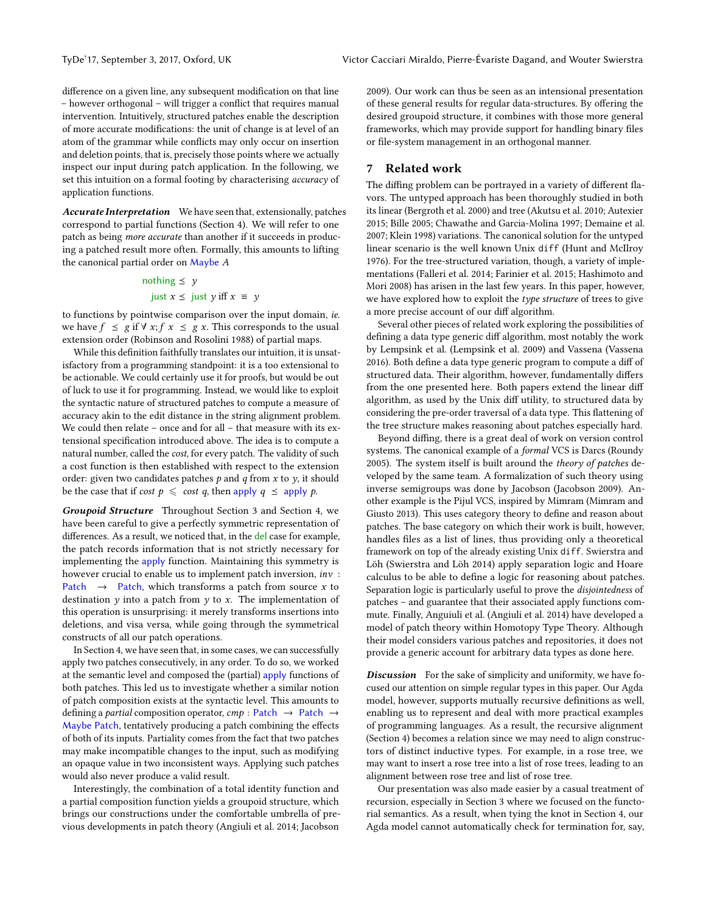difference on a given line, any subsequent modification on that line – however orthogonal – will trigger a conflict that requires manual intervention. Intuitively, structured patches enable the description of more accurate modifications: the unit of change is at level of an atom of the grammar while conflicts may only occur on insertion and deletion points, that is, precisely those points where we actually inspect our input during patch application. In the following, we set this intuition on a formal footing by characterising *accuracy* of application functions.

***Accurate Interpretation*** We have seen that, extensionally, patches correspond to partial functions (Section 4). We will refer to one patch as being *more accurate* than another if it succeeds in producing a patched result more often. Formally, this amounts to lifting the canonical partial order on Maybe $A$

$$\text{nothing} \preceq y$$
$$\text{just } x \preceq \text{just } y \text{ iff } x \equiv y$$

to functions by pointwise comparison over the input domain, *ie.* we have $f \preceq g$ if $\forall x; f\ x \preceq g\ x$. This corresponds to the usual extension order (Robinson and Rosolini 1988) of partial maps.

While this definition faithfully translates our intuition, it is unsatisfactory from a programming standpoint: it is a too extensional to be actionable. We could certainly use it for proofs, but would be out of luck to use it for programming. Instead, we would like to exploit the syntactic nature of structured patches to compute a measure of accuracy akin to the edit distance in the string alignment problem. We could then relate – once and for all – that measure with its extensional specification introduced above. The idea is to compute a natural number, called the *cost*, for every patch. The validity of such a cost function is then established with respect to the extension order: given two candidates patches $p$ and $q$ from $x$ to $y$, it should be the case that if $cost\ p \leqslant cost\ q$, then apply $q \preceq$ apply $p$.

***Groupoid Structure*** Throughout Section 3 and Section 4, we have been careful to give a perfectly symmetric representation of differences. As a result, we noticed that, in the del case for example, the patch records information that is not strictly necessary for implementing the apply function. Maintaining this symmetry is however crucial to enable us to implement patch inversion, $inv$ : Patch $\rightarrow$ Patch, which transforms a patch from source $x$ to destination $y$ into a patch from $y$ to $x$. The implementation of this operation is unsurprising: it merely transforms insertions into deletions, and visa versa, while going through the symmetrical constructs of all our patch operations.

In Section 4, we have seen that, in some cases, we can successfully apply two patches consecutively, in any order. To do so, we worked at the semantic level and composed the (partial) apply functions of both patches. This led us to investigate whether a similar notion of patch composition exists at the syntactic level. This amounts to defining a *partial* composition operator, $cmp$ : Patch $\rightarrow$ Patch $\rightarrow$ Maybe Patch, tentatively producing a patch combining the effects of both of its inputs. Partiality comes from the fact that two patches may make incompatible changes to the input, such as modifying an opaque value in two inconsistent ways. Applying such patches would also never produce a valid result.

Interestingly, the combination of a total identity function and a partial composition function yields a groupoid structure, which brings our constructions under the comfortable umbrella of previous developments in patch theory (Angiuli et al. 2014; Jacobson 2009). Our work can thus be seen as an intensional presentation of these general results for regular data-structures. By offering the desired groupoid structure, it combines with those more general frameworks, which may provide support for handling binary files or file-system management in an orthogonal manner.

## 7 Related work

The diffing problem can be portrayed in a variety of different flavors. The untyped approach has been thoroughly studied in both its linear (Bergroth et al. 2000) and tree (Akutsu et al. 2010; Autexier 2015; Bille 2005; Chawathe and Garcia-Molina 1997; Demaine et al. 2007; Klein 1998) variations. The canonical solution for the untyped linear scenario is the well known Unix `diff` (Hunt and McIlroy 1976). For the tree-structured variation, though, a variety of implementations (Falleri et al. 2014; Farinier et al. 2015; Hashimoto and Mori 2008) has arisen in the last few years. In this paper, however, we have explored how to exploit the *type structure* of trees to give a more precise account of our diff algorithm.

Several other pieces of related work exploring the possibilities of defining a data type generic diff algorithm, most notably the work by Lempsink et al. (Lempsink et al. 2009) and Vassena (Vassena 2016). Both define a data type generic program to compute a diff of structured data. Their algorithm, however, fundamentally differs from the one presented here. Both papers extend the linear diff algorithm, as used by the Unix diff utility, to structured data by considering the pre-order traversal of a data type. This flattening of the tree structure makes reasoning about patches especially hard.

Beyond diffing, there is a great deal of work on version control systems. The canonical example of a *formal* VCS is Darcs (Roundy 2005). The system itself is built around the *theory of patches* developed by the same team. A formalization of such theory using inverse semigroups was done by Jacobson (Jacobson 2009). Another example is the Pijul VCS, inspired by Mimram (Mimram and Giusto 2013). This uses category theory to define and reason about patches. The base category on which their work is built, however, handles files as a list of lines, thus providing only a theoretical framework on top of the already existing Unix `diff`. Swierstra and Löh (Swierstra and Löh 2014) apply separation logic and Hoare calculus to be able to define a logic for reasoning about patches. Separation logic is particularly useful to prove the *disjointedness* of patches – and guarantee that their associated apply functions commute. Finally, Anguiuli et al. (Angiuli et al. 2014) have developed a model of patch theory within Homotopy Type Theory. Although their model considers various patches and repositories, it does not provide a generic account for arbitrary data types as done here.

***Discussion*** For the sake of simplicity and uniformity, we have focused our attention on simple regular types in this paper. Our Agda model, however, supports mutually recursive definitions as well, enabling us to represent and deal with more practical examples of programming languages. As a result, the recursive alignment (Section 4) becomes a relation since we may need to align constructors of distinct inductive types. For example, in a rose tree, we may want to insert a rose tree into a list of rose trees, leading to an alignment between rose tree and list of rose tree.

Our presentation was also made easier by a casual treatment of recursion, especially in Section 3 where we focused on the functorial semantics. As a result, when tying the knot in Section 4, our Agda model cannot automatically check for termination for, say,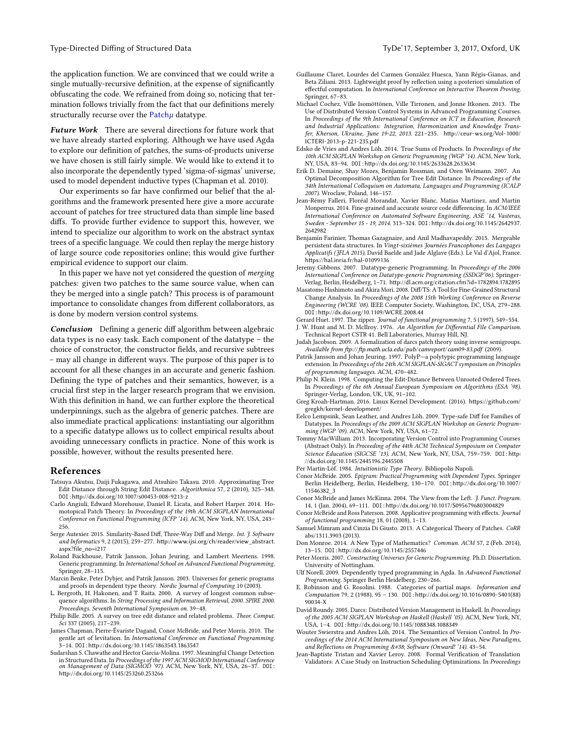the application function. We are convinced that we could write a single mutually-recursive definition, at the expense of significantly obfuscating the code. We refrained from doing so, noticing that termination follows trivially from the fact that our definitions merely structurally recurse over the Patch$\mu$ datatype.

***Future Work*** There are several directions for future work that we have already started exploring. Although we have used Agda to explore our definition of patches, the sums-of-products universe we have chosen is still fairly simple. We would like to extend it to also incorporate the dependently typed 'sigma-of-sigmas' universe, used to model dependent inductive types (Chapman et al. 2010).

Our experiments so far have confirmed our belief that the algorithms and the framework presented here give a more accurate account of patches for tree structured data than simple line based diffs. To provide further evidence to support this, however, we intend to specialize our algorithm to work on the abstract syntax trees of a specific language. We could then replay the merge history of large source code repositories online; this would give further empirical evidence to support our claim.

In this paper we have not yet considered the question of *merging* patches: given two patches to the same source value, when can they be merged into a single patch? This process is of paramount importance to consolidate changes from different collaborators, as is done by modern version control systems.

***Conclusion*** Defining a generic diff algorithm between algebraic data types is no easy task. Each component of the datatype – the choice of constructor, the constructor fields, and recursive subtrees – may all change in different ways. The purpose of this paper is to account for all these changes in an accurate and generic fashion. Defining the type of patches and their semantics, however, is a crucial first step in the larger research program that we envision. With this definition in hand, we can further explore the theoretical underpinnings, such as the algebra of generic patches. There are also immediate practical applications: instantiating our algorithm to a specific datatype allows us to collect empirical results about avoiding unnecessary conflicts in practice. None of this work is possible, however, without the results presented here.

## References

Tatsuya Akutsu, Daiji Fukagawa, and Atsuhiro Takasu. 2010. Approximating Tree Edit Distance through String Edit Distance. *Algorithmica* 57, 2 (2010), 325–348. DOI:http://dx.doi.org/10.1007/s00453-008-9213-z

Carlo Angiuli, Edward Morehouse, Daniel R. Licata, and Robert Harper. 2014. Homotopical Patch Theory. In *Proceedings of the 19th ACM SIGPLAN International Conference on Functional Programming (ICFP '14)*. ACM, New York, NY, USA, 243–256.

Serge Autexier. 2015. Similarity-Based Diff, Three-Way Diff and Merge. *Int. J. Software and Informatics* 9, 2 (2015), 259–277. http://www.ijsi.org/ch/reader/view_abstract.aspx?file_no=i217

Roland Backhouse, Patrik Jansson, Johan Jeuring, and Lambert Meertens. 1998. Generic programming. In *International School on Advanced Functional Programming*. Springer, 28–115.

Marcin Benke, Peter Dybjer, and Patrik Jansson. 2003. Universes for generic programs and proofs in dependent type theory. *Nordic Journal of Computing* 10 (2003).

L. Bergroth, H. Hakonen, and T. Raita. 2000. A survey of longest common subsequence algorithms. In *String Processing and Information Retrieval, 2000. SPIRE 2000. Proceedings. Seventh International Symposium on*. 39–48.

Philip Bille. 2005. A survey on tree edit distance and related problems. *Theor. Comput. Sci* 337 (2005), 217–239.

James Chapman, Pierre-Évariste Dagand, Conor McBride, and Peter Morris. 2010. The gentle art of levitation. In *International Conference on Functional Programming*. 3–14. DOI:http://dx.doi.org/10.1145/1863543.1863547

Sudarshan S. Chawathe and Hector Garcia-Molina. 1997. Meaningful Change Detection in Structured Data. In *Proceedings of the 1997 ACM SIGMOD International Conference on Management of Data (SIGMOD '97)*. ACM, New York, NY, USA, 26–37. DOI:http://dx.doi.org/10.1145/253260.253266

Guillaume Claret, Lourdes del Carmen González Huesca, Yann Régis-Gianas, and Beta Ziliani. 2013. Lightweight proof by reflection using a posteriori simulation of effectful computation. In *International Conference on Interactive Theorem Proving*. Springer, 67–83.

Michael Cochez, Ville Isomöttönen, Ville Tirronen, and Jonne Itkonen. 2013. The Use of Distributed Version Control Systems in Advanced Programming Courses. In *Proceedings of the 9th International Conference on ICT in Education, Research and Industrial Applications: Integration, Harmonization and Knowledge Transfer, Kherson, Ukraine, June 19-22, 2013*. 221–235. http://ceur-ws.org/Vol-1000/ICTERI-2013-p-221-235.pdf

Edsko de Vries and Andres Löh. 2014. True Sums of Products. In *Proceedings of the 10th ACM SIGPLAN Workshop on Generic Programming (WGP '14)*. ACM, New York, NY, USA, 83–94. DOI:http://dx.doi.org/10.1145/2633628.2633634

Erik D. Demaine, Shay Mozes, Benjamin Rossman, and Oren Weimann. 2007. An Optimal Decomposition Algorithm for Tree Edit Distance. In *Proceedings of the 34th International Colloquium on Automata, Languages and Programming (ICALP 2007)*. Wroclaw, Poland, 146–157.

Jean-Rémy Falleri, Floréal Morandat, Xavier Blanc, Matias Martinez, and Martin Monperrus. 2014. Fine-grained and accurate source code differencing. In *ACM/IEEE International Conference on Automated Software Engineering, ASE '14, Vasteras, Sweden - September 15 - 19, 2014*. 313–324. DOI:http://dx.doi.org/10.1145/2642937.2642982

Benjamin Farinier, Thomas Gazagnaire, and Anil Madhavapeddy. 2015. Mergeable persistent data structures. In *Vingt-sixièmes Journées Francophones des Langages Applicatifs (JFLA 2015)*, David Baelde and Jade Alglave (Eds.). Le Val d'Ajol, France. https://hal.inria.fr/hal-01099136

Jeremy Gibbons. 2007. Datatype-generic Programming. In *Proceedings of the 2006 International Conference on Datatype-generic Programming (SSDGP'06)*. Springer-Verlag, Berlin, Heidelberg, 1–71. http://dl.acm.org/citation.cfm?id=1782894.1782895

Masatomo Hashimoto and Akira Mori. 2008. Diff/TS: A Tool for Fine-Grained Structural Change Analysis. In *Proceedings of the 2008 15th Working Conference on Reverse Engineering (WCRE '08)*. IEEE Computer Society, Washington, DC, USA, 279–288. DOI:http://dx.doi.org/10.1109/WCRE.2008.44

Gerard Huet. 1997. The zipper. *Journal of functional programming* 7, 5 (1997), 549–554.

J. W. Hunt and M. D. McIlroy. 1976. *An Algorithm for Differential File Comparison*. Technical Report CSTR 41. Bell Laboratories, Murray Hill, NJ.

Judah Jacobson. 2009. A formalization of darcs patch theory using inverse semigroups. *Available from ftp://ftp.math.ucla.edu/pub/camreport/cam09-83.pdf* (2009).

Patrik Jansson and Johan Jeuring. 1997. PolyP—a polytypic programming language extension. In *Proceedings of the 24th ACM SIGPLAN-SIGACT symposium on Principles of programming languages*. ACM, 470–482.

Philip N. Klein. 1998. Computing the Edit-Distance Between Unrooted Ordered Trees. In *Proceedings of the 6th Annual European Symposium on Algorithms (ESA '98)*. Springer-Verlag, London, UK, UK, 91–102.

Greg Kroah-Hartman. 2016. Linux Kernel Development. (2016). https://github.com/gregkh/kernel-development/

Eelco Lempsink, Sean Leather, and Andres Löh. 2009. Type-safe Diff for Families of Datatypes. In *Proceedings of the 2009 ACM SIGPLAN Workshop on Generic Programming (WGP '09)*. ACM, New York, NY, USA, 61–72.

Tommy MacWilliam. 2013. Incorporating Version Control into Programming Courses (Abstract Only). In *Proceeding of the 44th ACM Technical Symposium on Computer Science Education (SIGCSE '13)*. ACM, New York, NY, USA, 759–759. DOI:http://dx.doi.org/10.1145/2445196.2445508

Per Martin-Löf. 1984. *Intuitionistic Type Theory*. Bibliopolis Napoli.

Conor McBride. 2005. *Epigram: Practical Programming with Dependent Types*. Springer Berlin Heidelberg, Berlin, Heidelberg, 130–170. DOI:http://dx.doi.org/10.1007/11546382_3

Conor McBride and James McKinna. 2004. The View from the Left. *J. Funct. Program.* 14, 1 (Jan. 2004), 69–111. DOI:http://dx.doi.org/10.1017/S0956796803004829

Conor McBride and Ross Paterson. 2008. Applicative programming with effects. *Journal of functional programming* 18, 01 (2008), 1–13.

Samuel Mimram and Cinzia Di Giusto. 2013. A Categorical Theory of Patches. *CoRR* abs/1311.3903 (2013).

Don Monroe. 2014. A New Type of Mathematics? *Commun. ACM* 57, 2 (Feb. 2014), 13–15. DOI:http://dx.doi.org/10.1145/2557446

Peter Morris. 2007. *Constructing Universes for Generic Programming*. Ph.D. Dissertation. University of Nottingham.

Ulf Norell. 2009. Dependently typed programming in Agda. In *Advanced Functional Programming*. Springer Berlin Heidelberg, 230–266.

E. Robinson and G. Rosolini. 1988. Categories of partial maps. *Information and Computation* 79, 2 (1988), 95 – 130. DOI:http://dx.doi.org/10.1016/0890-5401(88)90034-X

David Roundy. 2005. Darcs: Distributed Version Management in Haskell. In *Proceedings of the 2005 ACM SIGPLAN Workshop on Haskell (Haskell '05)*. ACM, New York, NY, USA, 1–4. DOI:http://dx.doi.org/10.1145/1088348.1088349

Wouter Swierstra and Andres Löh. 2014. The Semantics of Version Control. In *Proceedings of the 2014 ACM International Symposium on New Ideas, New Paradigms, and Reflections on Programming &#38; Software (Onward! '14)*. 43–54.

Jean-Baptiste Tristan and Xavier Leroy. 2008. Formal Verification of Translation Validators: A Case Study on Instruction Scheduling Optimizations. In *Proceedings*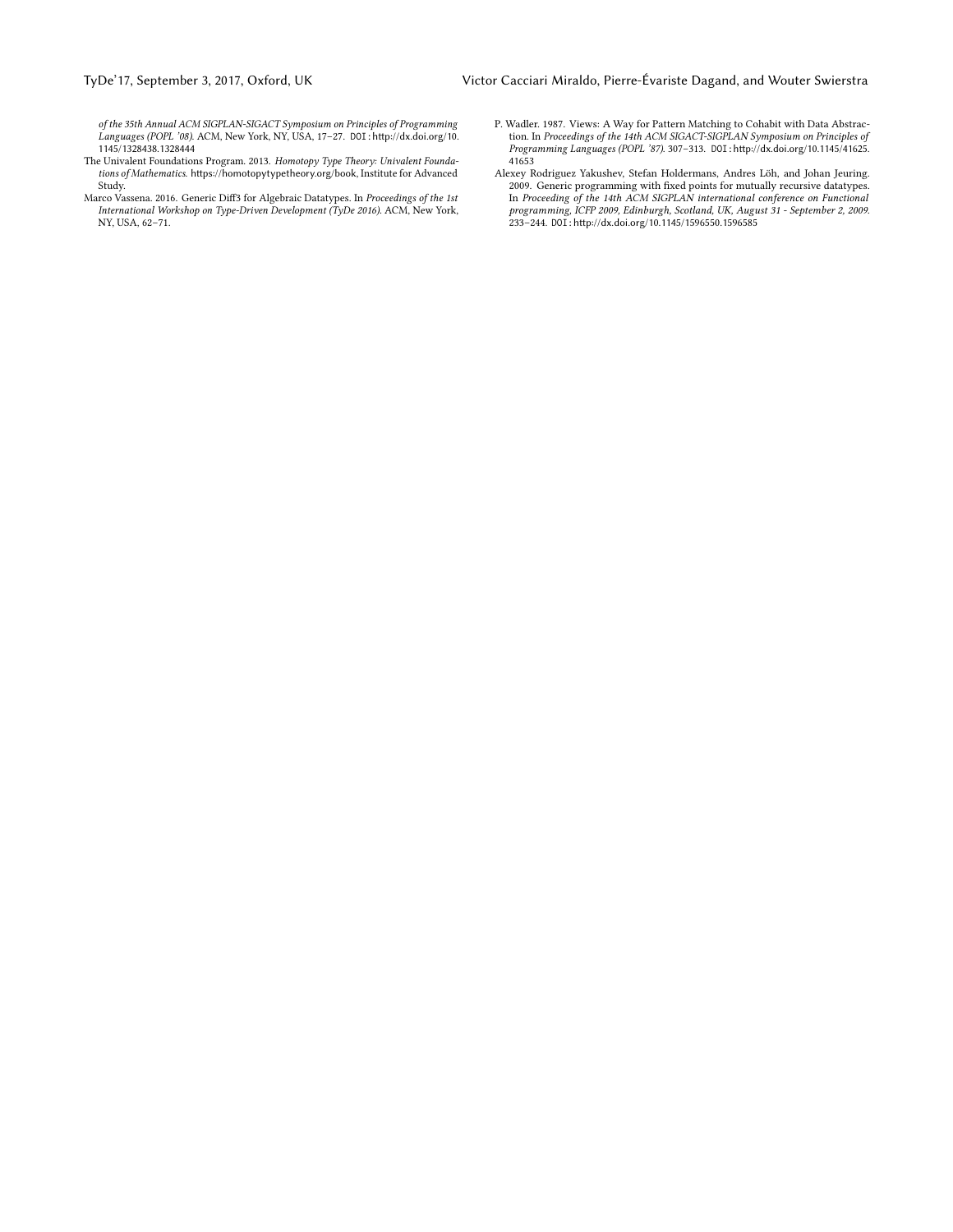*of the 35th Annual ACM SIGPLAN-SIGACT Symposium on Principles of Programming Languages (POPL '08)*. ACM, New York, NY, USA, 17–27. DOI: http://dx.doi.org/10.1145/1328438.1328444

The Univalent Foundations Program. 2013. *Homotopy Type Theory: Univalent Foundations of Mathematics*. https://homotopytypetheory.org/book, Institute for Advanced Study.

Marco Vassena. 2016. Generic Diff3 for Algebraic Datatypes. In *Proceedings of the 1st International Workshop on Type-Driven Development (TyDe 2016)*. ACM, New York, NY, USA, 62–71.

P. Wadler. 1987. Views: A Way for Pattern Matching to Cohabit with Data Abstraction. In *Proceedings of the 14th ACM SIGACT-SIGPLAN Symposium on Principles of Programming Languages (POPL '87)*. 307–313. DOI: http://dx.doi.org/10.1145/41625.41653

Alexey Rodriguez Yakushev, Stefan Holdermans, Andres Löh, and Johan Jeuring. 2009. Generic programming with fixed points for mutually recursive datatypes. In *Proceeding of the 14th ACM SIGPLAN international conference on Functional programming, ICFP 2009, Edinburgh, Scotland, UK, August 31 - September 2, 2009*. 233–244. DOI: http://dx.doi.org/10.1145/1596550.1596585